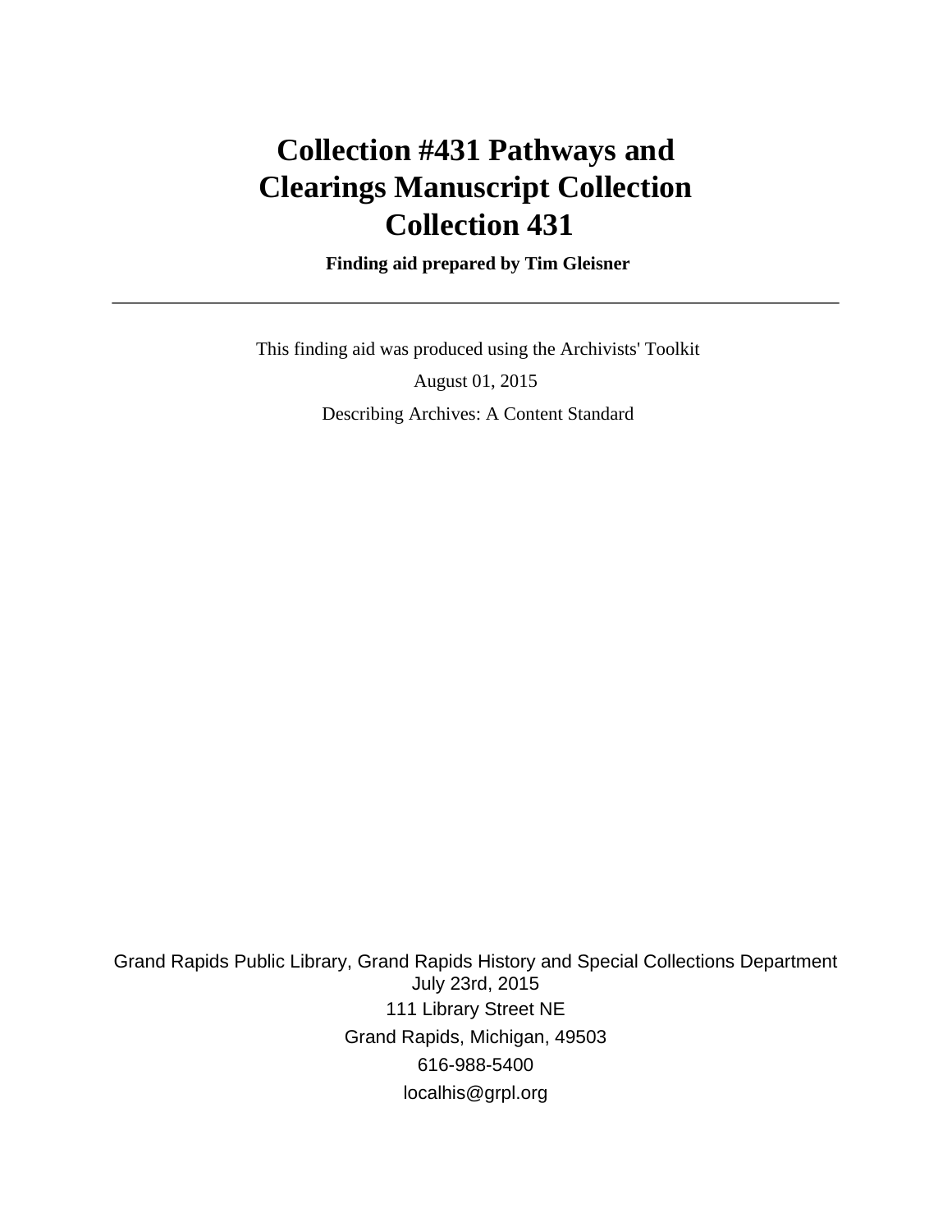# Collection #431 Pathways and Clearings Manuscript Collection Collection 431

**Finding aid prepared by Tim Gleisner**

---

This finding aid was produced using the Archivists' Toolkit

August 01, 2015

Describing Archives: A Content Standard

Grand Rapids Public Library, Grand Rapids History and Special Collections Department
July 23rd, 2015
111 Library Street NE
Grand Rapids, Michigan, 49503
616-988-5400
localhis@grpl.org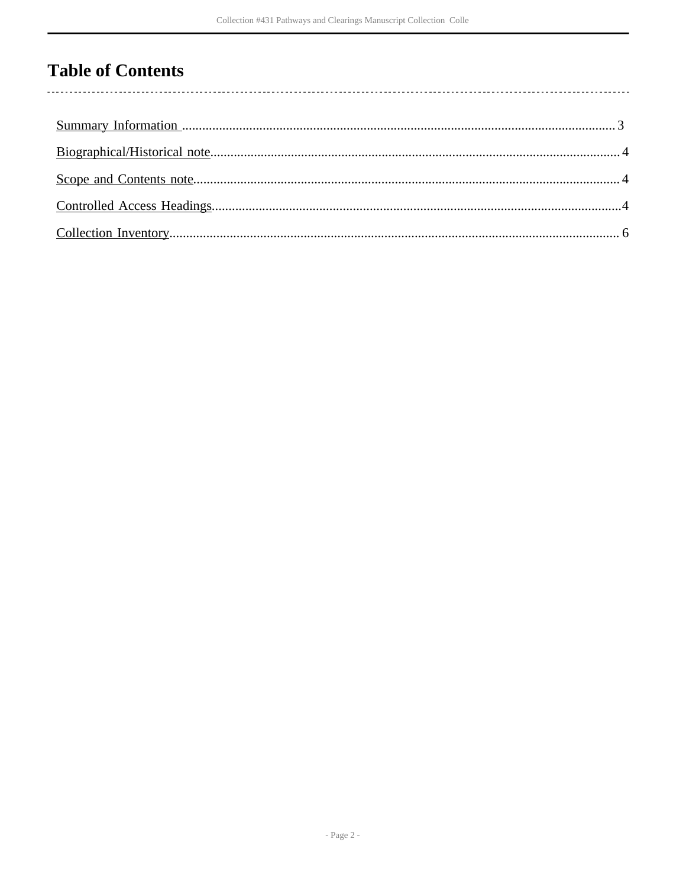# Table of Contents

Summary Information .......... 3

Biographical/Historical note .......... 4

Scope and Contents note .......... 4

Controlled Access Headings .......... 4

Collection Inventory .......... 6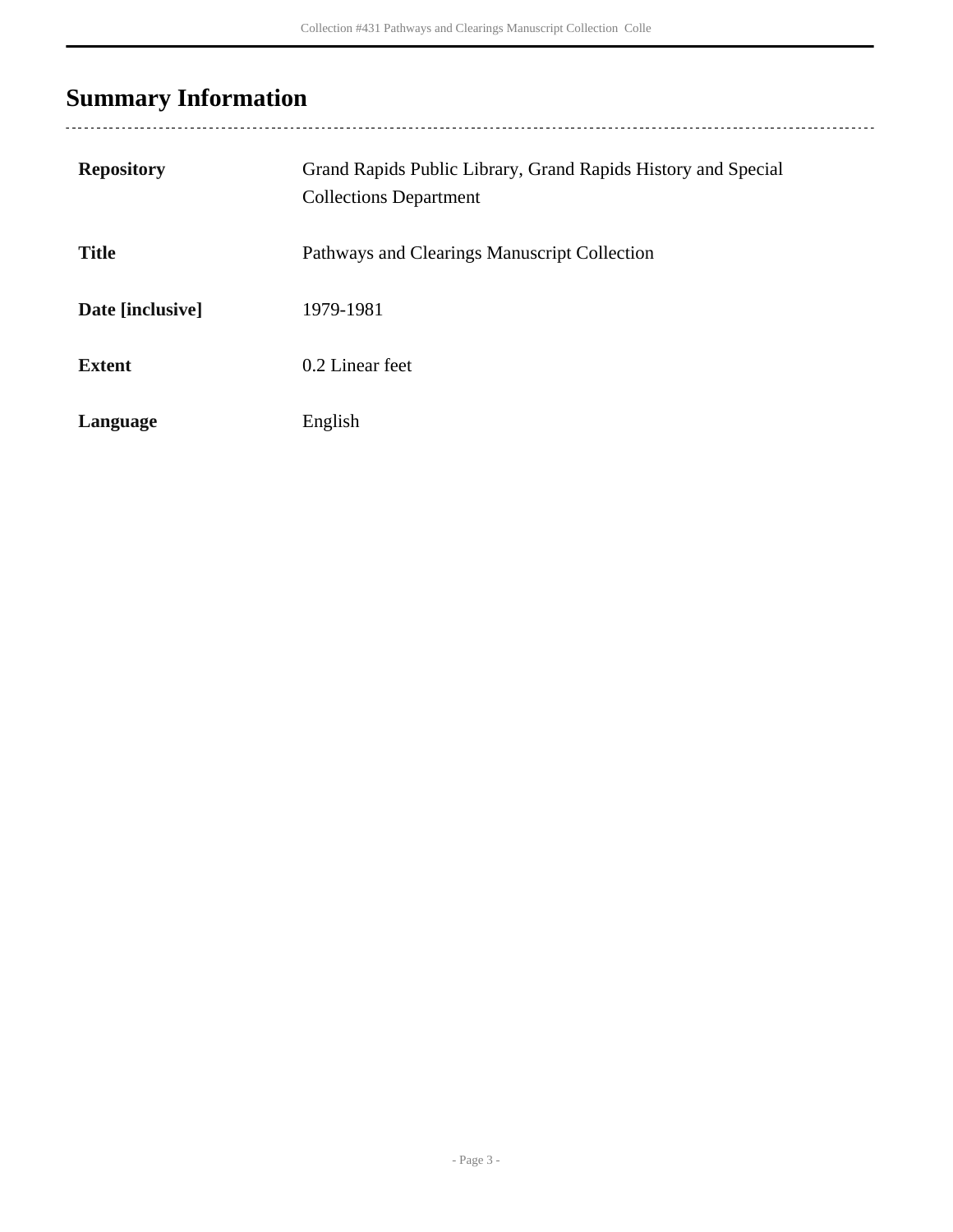## Summary Information

| | |
|---|---|
| **Repository** | Grand Rapids Public Library, Grand Rapids History and Special Collections Department |
| **Title** | Pathways and Clearings Manuscript Collection |
| **Date [inclusive]** | 1979-1981 |
| **Extent** | 0.2 Linear feet |
| **Language** | English |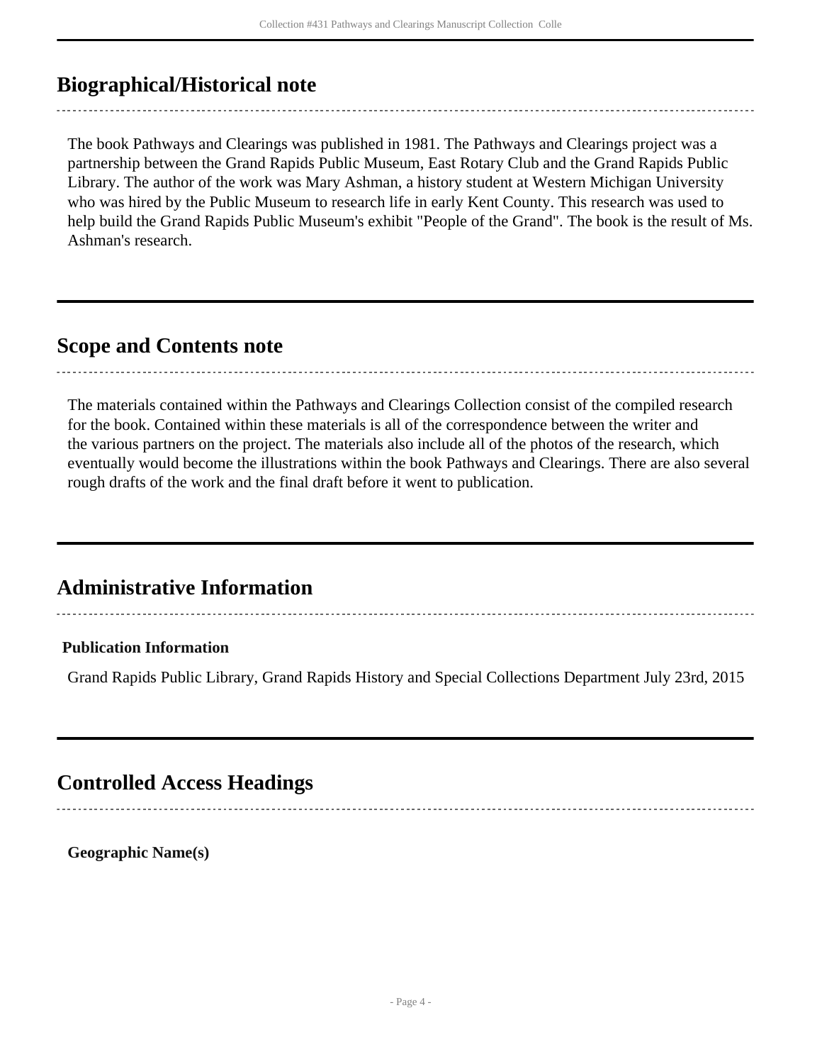## Biographical/Historical note

The book Pathways and Clearings was published in 1981. The Pathways and Clearings project was a partnership between the Grand Rapids Public Museum, East Rotary Club and the Grand Rapids Public Library. The author of the work was Mary Ashman, a history student at Western Michigan University who was hired by the Public Museum to research life in early Kent County. This research was used to help build the Grand Rapids Public Museum's exhibit "People of the Grand". The book is the result of Ms. Ashman's research.

## Scope and Contents note

The materials contained within the Pathways and Clearings Collection consist of the compiled research for the book. Contained within these materials is all of the correspondence between the writer and the various partners on the project. The materials also include all of the photos of the research, which eventually would become the illustrations within the book Pathways and Clearings. There are also several rough drafts of the work and the final draft before it went to publication.

## Administrative Information

**Publication Information**

Grand Rapids Public Library, Grand Rapids History and Special Collections Department July 23rd, 2015

## Controlled Access Headings

**Geographic Name(s)**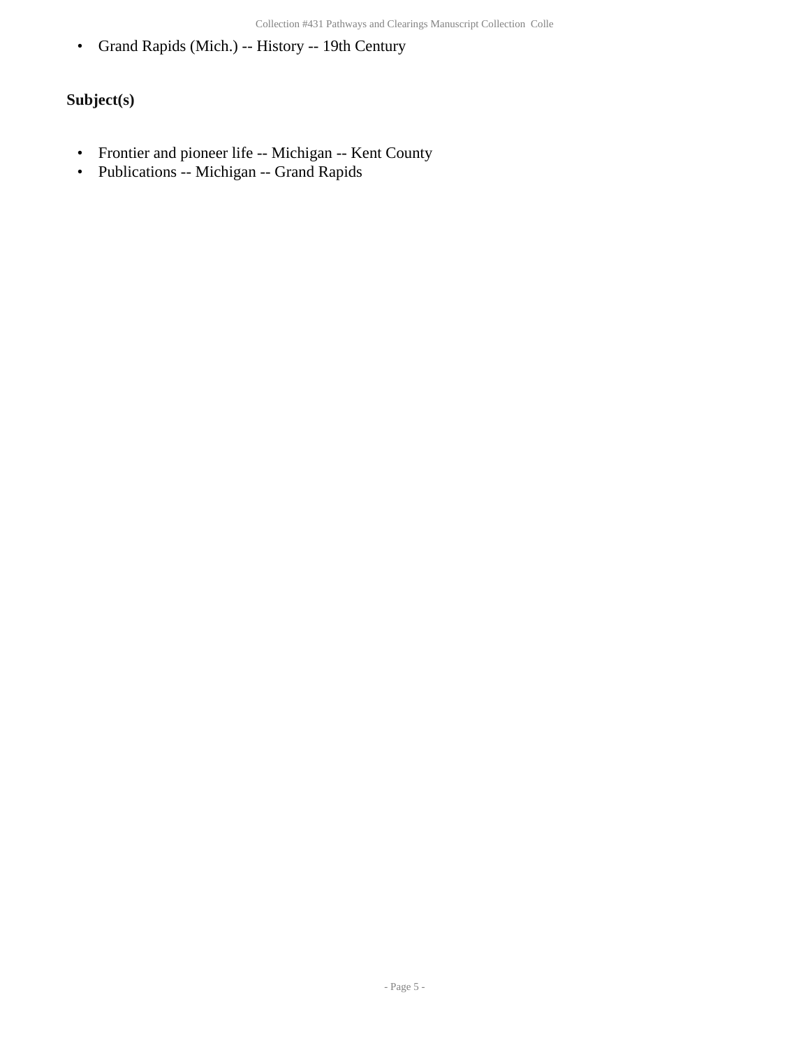- Grand Rapids (Mich.) -- History -- 19th Century

### Subject(s)

- Frontier and pioneer life -- Michigan -- Kent County
- Publications -- Michigan -- Grand Rapids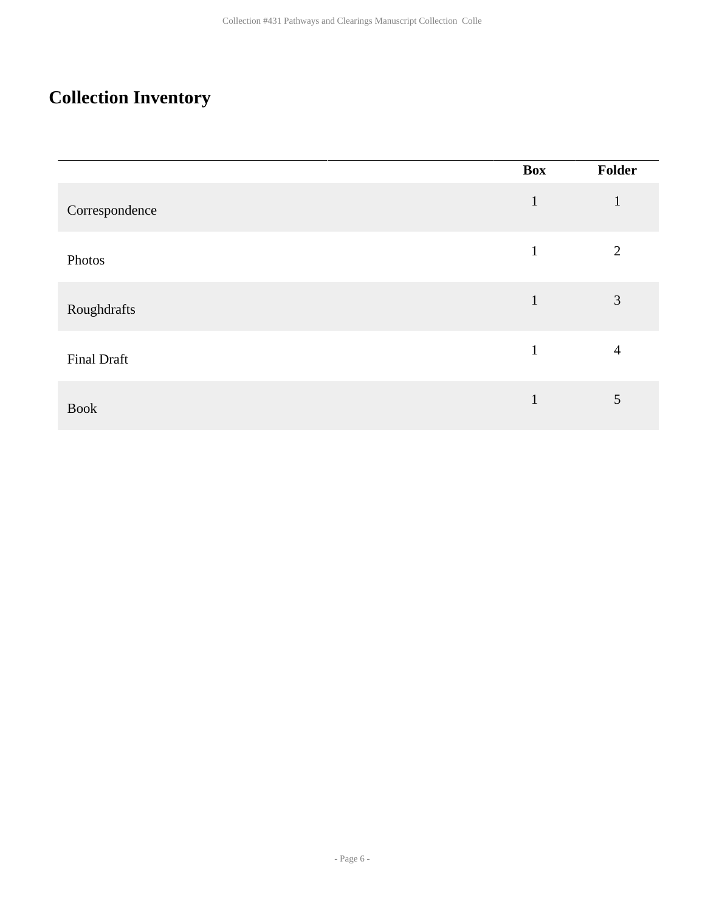# Collection Inventory

| | Box | Folder |
|---|---|---|
| Correspondence | 1 | 1 |
| Photos | 1 | 2 |
| Roughdrafts | 1 | 3 |
| Final Draft | 1 | 4 |
| Book | 1 | 5 |